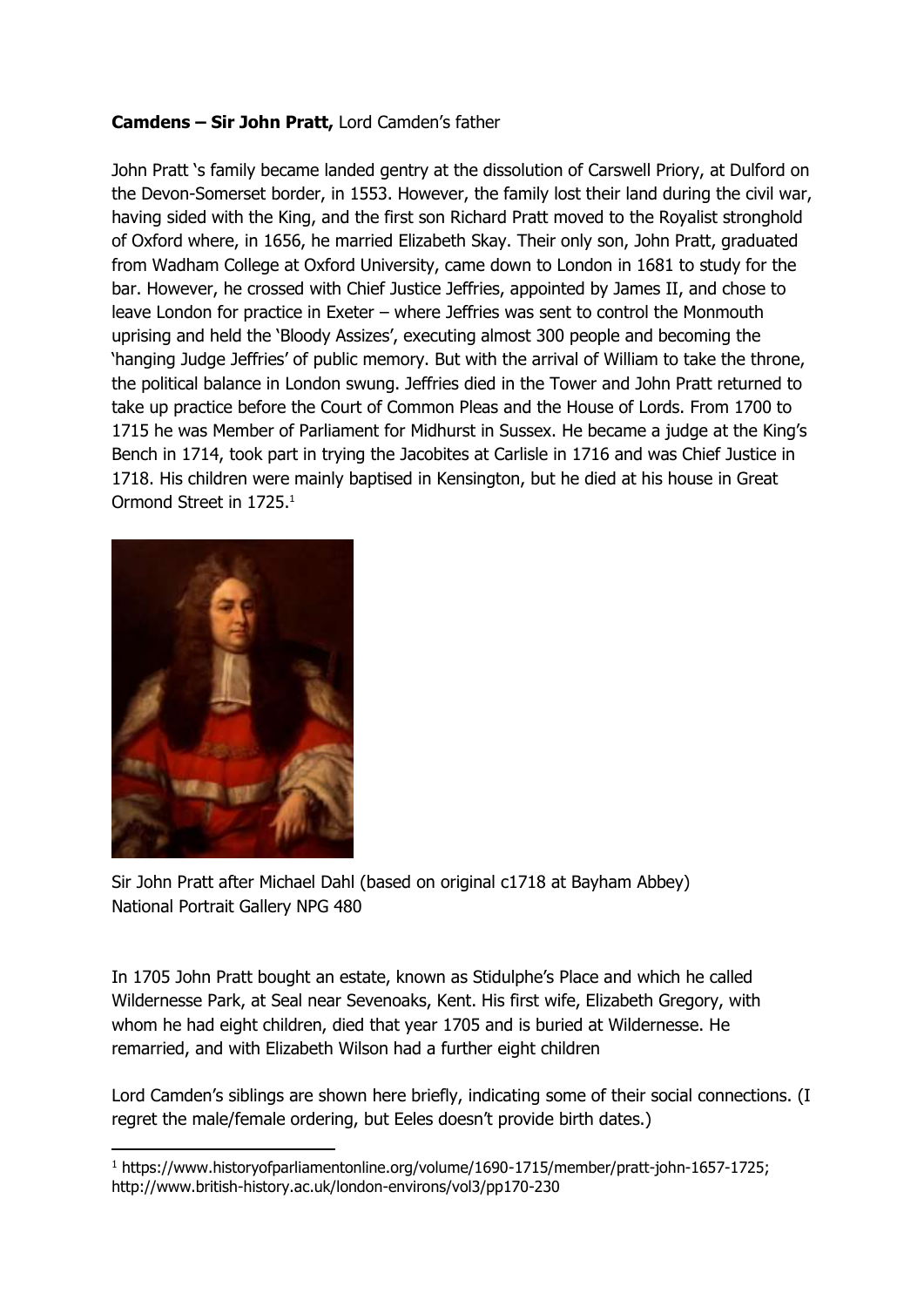**Camdens – Sir John Pratt,** Lord Camden's father

John Pratt 's family became landed gentry at the dissolution of Carswell Priory, at Dulford on the Devon-Somerset border, in 1553. However, the family lost their land during the civil war, having sided with the King, and the first son Richard Pratt moved to the Royalist stronghold of Oxford where, in 1656, he married Elizabeth Skay. Their only son, John Pratt, graduated from Wadham College at Oxford University, came down to London in 1681 to study for the bar. However, he crossed with Chief Justice Jeffries, appointed by James II, and chose to leave London for practice in Exeter – where Jeffries was sent to control the Monmouth uprising and held the 'Bloody Assizes', executing almost 300 people and becoming the 'hanging Judge Jeffries' of public memory. But with the arrival of William to take the throne, the political balance in London swung. Jeffries died in the Tower and John Pratt returned to take up practice before the Court of Common Pleas and the House of Lords. From 1700 to 1715 he was Member of Parliament for Midhurst in Sussex. He became a judge at the King's Bench in 1714, took part in trying the Jacobites at Carlisle in 1716 and was Chief Justice in 1718. His children were mainly baptised in Kensington, but he died at his house in Great Ormond Street in 1725.[1]

Sir John Pratt after Michael Dahl (based on original c1718 at Bayham Abbey)
National Portrait Gallery NPG 480

In 1705 John Pratt bought an estate, known as Stidulphe's Place and which he called Wildernesse Park, at Seal near Sevenoaks, Kent. His first wife, Elizabeth Gregory, with whom he had eight children, died that year 1705 and is buried at Wildernesse. He remarried, and with Elizabeth Wilson had a further eight children

Lord Camden's siblings are shown here briefly, indicating some of their social connections. (I regret the male/female ordering, but Eeles doesn't provide birth dates.)

[1] https://www.historyofparliamentonline.org/volume/1690-1715/member/pratt-john-1657-1725; http://www.british-history.ac.uk/london-environs/vol3/pp170-230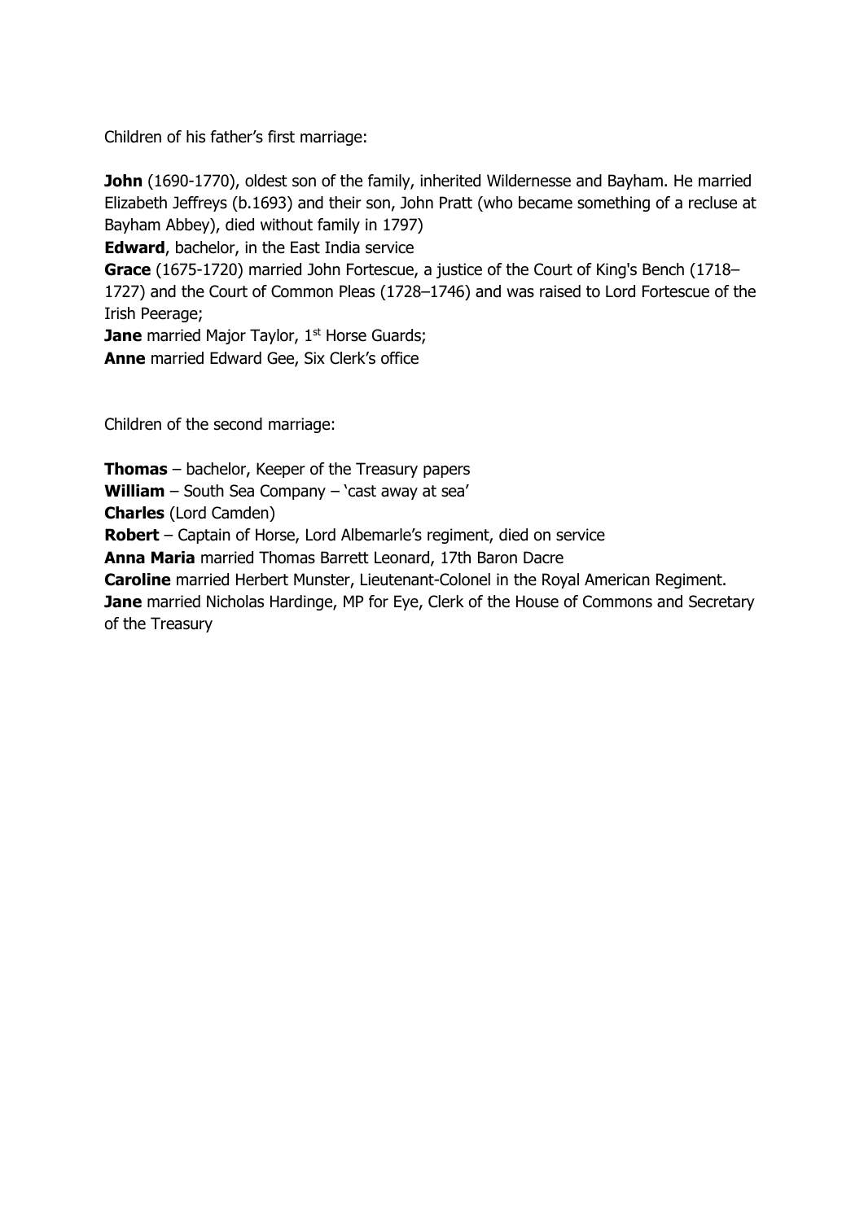Children of his father's first marriage:

**John** (1690-1770), oldest son of the family, inherited Wildernesse and Bayham. He married Elizabeth Jeffreys (b.1693) and their son, John Pratt (who became something of a recluse at Bayham Abbey), died without family in 1797)
**Edward**, bachelor, in the East India service
**Grace** (1675-1720) married John Fortescue, a justice of the Court of King's Bench (1718–1727) and the Court of Common Pleas (1728–1746) and was raised to Lord Fortescue of the Irish Peerage;
**Jane** married Major Taylor, 1st Horse Guards;
**Anne** married Edward Gee, Six Clerk's office

Children of the second marriage:

**Thomas** – bachelor, Keeper of the Treasury papers
**William** – South Sea Company – 'cast away at sea'
**Charles** (Lord Camden)
**Robert** – Captain of Horse, Lord Albemarle's regiment, died on service
**Anna Maria** married Thomas Barrett Leonard, 17th Baron Dacre
**Caroline** married Herbert Munster, Lieutenant-Colonel in the Royal American Regiment.
**Jane** married Nicholas Hardinge, MP for Eye, Clerk of the House of Commons and Secretary of the Treasury